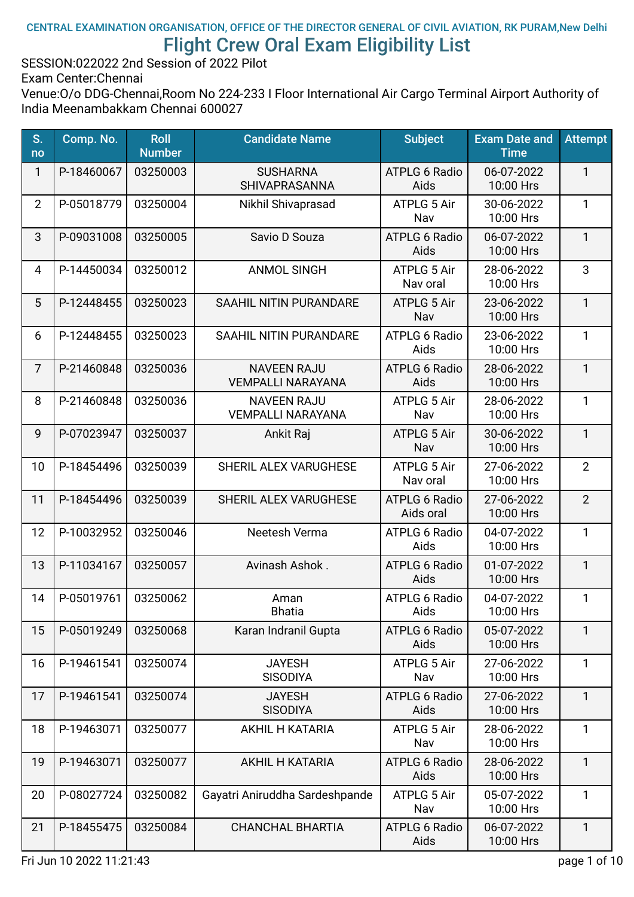CENTRAL EXAMINATION ORGANISATION, OFFICE OF THE DIRECTOR GENERAL OF CIVIL AVIATION, RK PURAM,New Delhi

# Flight Crew Oral Exam Eligibility List

SESSION:022022 2nd Session of 2022 Pilot
Exam Center:Chennai
Venue:O/o DDG-Chennai,Room No 224-233 I Floor International Air Cargo Terminal Airport Authority of India Meenambakkam Chennai 600027

| S. no | Comp. No. | Roll Number | Candidate Name | Subject | Exam Date and Time | Attempt |
|---|---|---|---|---|---|---|
| 1 | P-18460067 | 03250003 | SUSHARNA SHIVAPRASANNA | ATPLG 6 Radio Aids | 06-07-2022 10:00 Hrs | 1 |
| 2 | P-05018779 | 03250004 | Nikhil Shivaprasad | ATPLG 5 Air Nav | 30-06-2022 10:00 Hrs | 1 |
| 3 | P-09031008 | 03250005 | Savio D Souza | ATPLG 6 Radio Aids | 06-07-2022 10:00 Hrs | 1 |
| 4 | P-14450034 | 03250012 | ANMOL SINGH | ATPLG 5 Air Nav oral | 28-06-2022 10:00 Hrs | 3 |
| 5 | P-12448455 | 03250023 | SAAHIL NITIN PURANDARE | ATPLG 5 Air Nav | 23-06-2022 10:00 Hrs | 1 |
| 6 | P-12448455 | 03250023 | SAAHIL NITIN PURANDARE | ATPLG 6 Radio Aids | 23-06-2022 10:00 Hrs | 1 |
| 7 | P-21460848 | 03250036 | NAVEEN RAJU VEMPALLI NARAYANA | ATPLG 6 Radio Aids | 28-06-2022 10:00 Hrs | 1 |
| 8 | P-21460848 | 03250036 | NAVEEN RAJU VEMPALLI NARAYANA | ATPLG 5 Air Nav | 28-06-2022 10:00 Hrs | 1 |
| 9 | P-07023947 | 03250037 | Ankit Raj | ATPLG 5 Air Nav | 30-06-2022 10:00 Hrs | 1 |
| 10 | P-18454496 | 03250039 | SHERIL ALEX VARUGHESE | ATPLG 5 Air Nav oral | 27-06-2022 10:00 Hrs | 2 |
| 11 | P-18454496 | 03250039 | SHERIL ALEX VARUGHESE | ATPLG 6 Radio Aids oral | 27-06-2022 10:00 Hrs | 2 |
| 12 | P-10032952 | 03250046 | Neetesh Verma | ATPLG 6 Radio Aids | 04-07-2022 10:00 Hrs | 1 |
| 13 | P-11034167 | 03250057 | Avinash Ashok . | ATPLG 6 Radio Aids | 01-07-2022 10:00 Hrs | 1 |
| 14 | P-05019761 | 03250062 | Aman Bhatia | ATPLG 6 Radio Aids | 04-07-2022 10:00 Hrs | 1 |
| 15 | P-05019249 | 03250068 | Karan Indranil Gupta | ATPLG 6 Radio Aids | 05-07-2022 10:00 Hrs | 1 |
| 16 | P-19461541 | 03250074 | JAYESH SISODIYA | ATPLG 5 Air Nav | 27-06-2022 10:00 Hrs | 1 |
| 17 | P-19461541 | 03250074 | JAYESH SISODIYA | ATPLG 6 Radio Aids | 27-06-2022 10:00 Hrs | 1 |
| 18 | P-19463071 | 03250077 | AKHIL H KATARIA | ATPLG 5 Air Nav | 28-06-2022 10:00 Hrs | 1 |
| 19 | P-19463071 | 03250077 | AKHIL H KATARIA | ATPLG 6 Radio Aids | 28-06-2022 10:00 Hrs | 1 |
| 20 | P-08027724 | 03250082 | Gayatri Aniruddha Sardeshpande | ATPLG 5 Air Nav | 05-07-2022 10:00 Hrs | 1 |
| 21 | P-18455475 | 03250084 | CHANCHAL BHARTIA | ATPLG 6 Radio Aids | 06-07-2022 10:00 Hrs | 1 |

Fri Jun 10 2022 11:21:43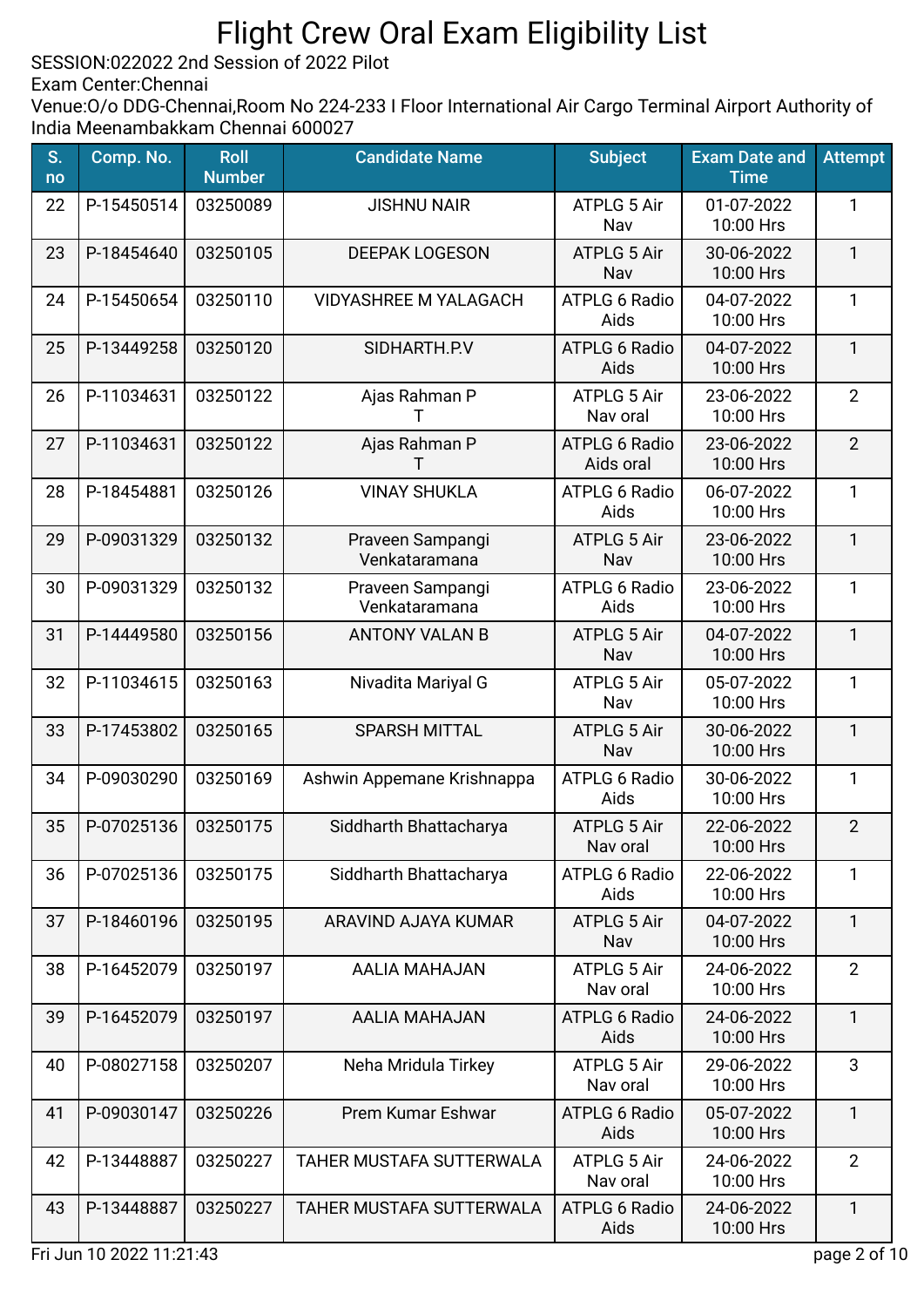# Flight Crew Oral Exam Eligibility List

SESSION:022022 2nd Session of 2022 Pilot
Exam Center:Chennai
Venue:O/o DDG-Chennai,Room No 224-233 I Floor International Air Cargo Terminal Airport Authority of India Meenambakkam Chennai 600027

| S. no | Comp. No. | Roll Number | Candidate Name | Subject | Exam Date and Time | Attempt |
|---|---|---|---|---|---|---|
| 22 | P-15450514 | 03250089 | JISHNU NAIR | ATPLG 5 Air Nav | 01-07-2022 10:00 Hrs | 1 |
| 23 | P-18454640 | 03250105 | DEEPAK LOGESON | ATPLG 5 Air Nav | 30-06-2022 10:00 Hrs | 1 |
| 24 | P-15450654 | 03250110 | VIDYASHREE M YALAGACH | ATPLG 6 Radio Aids | 04-07-2022 10:00 Hrs | 1 |
| 25 | P-13449258 | 03250120 | SIDHARTH.P.V | ATPLG 6 Radio Aids | 04-07-2022 10:00 Hrs | 1 |
| 26 | P-11034631 | 03250122 | Ajas Rahman P T | ATPLG 5 Air Nav oral | 23-06-2022 10:00 Hrs | 2 |
| 27 | P-11034631 | 03250122 | Ajas Rahman P T | ATPLG 6 Radio Aids oral | 23-06-2022 10:00 Hrs | 2 |
| 28 | P-18454881 | 03250126 | VINAY SHUKLA | ATPLG 6 Radio Aids | 06-07-2022 10:00 Hrs | 1 |
| 29 | P-09031329 | 03250132 | Praveen Sampangi Venkataramana | ATPLG 5 Air Nav | 23-06-2022 10:00 Hrs | 1 |
| 30 | P-09031329 | 03250132 | Praveen Sampangi Venkataramana | ATPLG 6 Radio Aids | 23-06-2022 10:00 Hrs | 1 |
| 31 | P-14449580 | 03250156 | ANTONY VALAN B | ATPLG 5 Air Nav | 04-07-2022 10:00 Hrs | 1 |
| 32 | P-11034615 | 03250163 | Nivadita Mariyal G | ATPLG 5 Air Nav | 05-07-2022 10:00 Hrs | 1 |
| 33 | P-17453802 | 03250165 | SPARSH MITTAL | ATPLG 5 Air Nav | 30-06-2022 10:00 Hrs | 1 |
| 34 | P-09030290 | 03250169 | Ashwin Appemane Krishnappa | ATPLG 6 Radio Aids | 30-06-2022 10:00 Hrs | 1 |
| 35 | P-07025136 | 03250175 | Siddharth Bhattacharya | ATPLG 5 Air Nav oral | 22-06-2022 10:00 Hrs | 2 |
| 36 | P-07025136 | 03250175 | Siddharth Bhattacharya | ATPLG 6 Radio Aids | 22-06-2022 10:00 Hrs | 1 |
| 37 | P-18460196 | 03250195 | ARAVIND AJAYA KUMAR | ATPLG 5 Air Nav | 04-07-2022 10:00 Hrs | 1 |
| 38 | P-16452079 | 03250197 | AALIA MAHAJAN | ATPLG 5 Air Nav oral | 24-06-2022 10:00 Hrs | 2 |
| 39 | P-16452079 | 03250197 | AALIA MAHAJAN | ATPLG 6 Radio Aids | 24-06-2022 10:00 Hrs | 1 |
| 40 | P-08027158 | 03250207 | Neha Mridula Tirkey | ATPLG 5 Air Nav oral | 29-06-2022 10:00 Hrs | 3 |
| 41 | P-09030147 | 03250226 | Prem Kumar Eshwar | ATPLG 6 Radio Aids | 05-07-2022 10:00 Hrs | 1 |
| 42 | P-13448887 | 03250227 | TAHER MUSTAFA SUTTERWALA | ATPLG 5 Air Nav oral | 24-06-2022 10:00 Hrs | 2 |
| 43 | P-13448887 | 03250227 | TAHER MUSTAFA SUTTERWALA | ATPLG 6 Radio Aids | 24-06-2022 10:00 Hrs | 1 |

Fri Jun 10 2022 11:21:43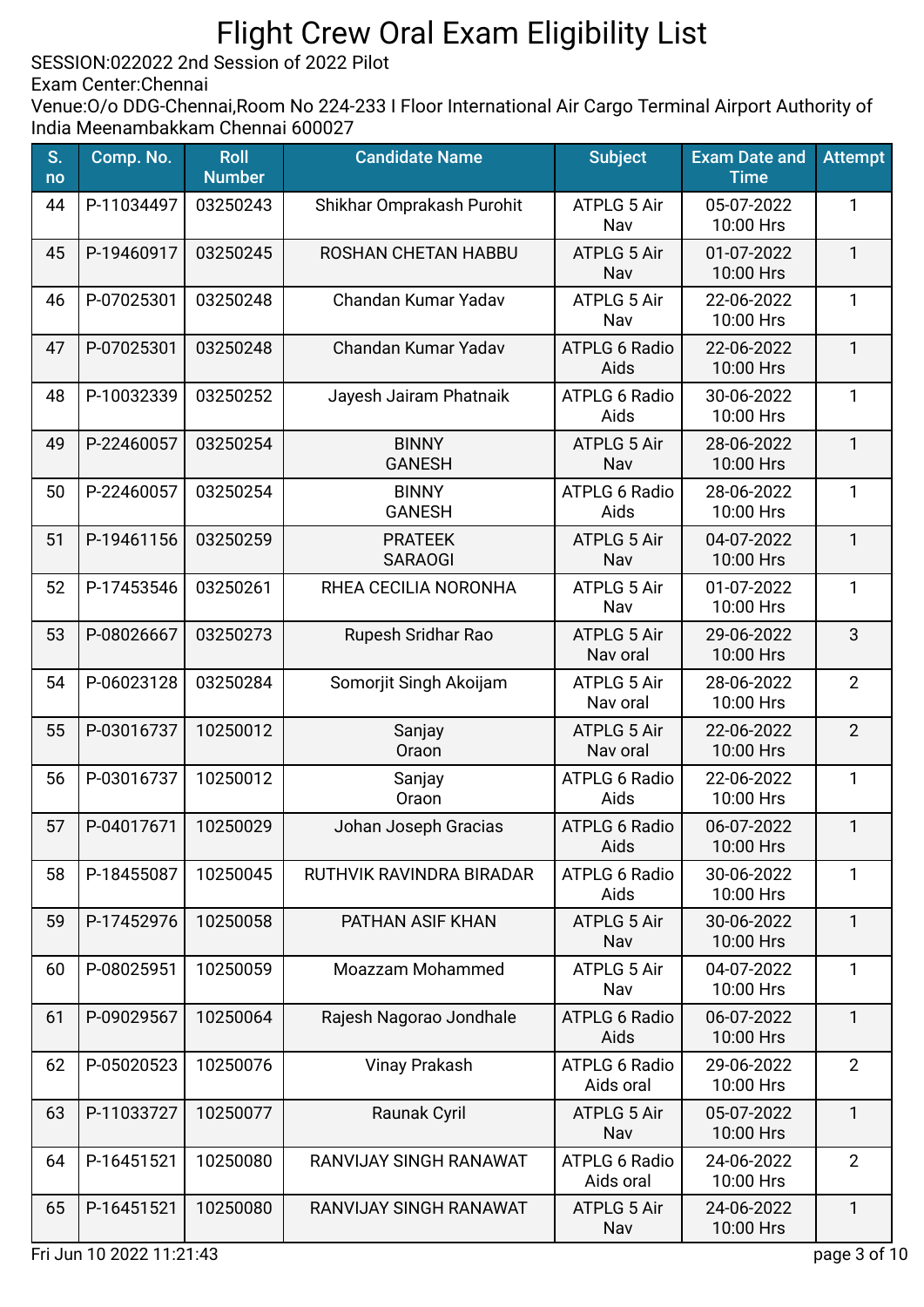# Flight Crew Oral Exam Eligibility List

SESSION:022022 2nd Session of 2022 Pilot
Exam Center:Chennai
Venue:O/o DDG-Chennai,Room No 224-233 I Floor International Air Cargo Terminal Airport Authority of India Meenambakkam Chennai 600027

| S. no | Comp. No. | Roll Number | Candidate Name | Subject | Exam Date and Time | Attempt |
|---|---|---|---|---|---|---|
| 44 | P-11034497 | 03250243 | Shikhar Omprakash Purohit | ATPLG 5 Air Nav | 05-07-2022 10:00 Hrs | 1 |
| 45 | P-19460917 | 03250245 | ROSHAN CHETAN HABBU | ATPLG 5 Air Nav | 01-07-2022 10:00 Hrs | 1 |
| 46 | P-07025301 | 03250248 | Chandan Kumar Yadav | ATPLG 5 Air Nav | 22-06-2022 10:00 Hrs | 1 |
| 47 | P-07025301 | 03250248 | Chandan Kumar Yadav | ATPLG 6 Radio Aids | 22-06-2022 10:00 Hrs | 1 |
| 48 | P-10032339 | 03250252 | Jayesh Jairam Phatnaik | ATPLG 6 Radio Aids | 30-06-2022 10:00 Hrs | 1 |
| 49 | P-22460057 | 03250254 | BINNY GANESH | ATPLG 5 Air Nav | 28-06-2022 10:00 Hrs | 1 |
| 50 | P-22460057 | 03250254 | BINNY GANESH | ATPLG 6 Radio Aids | 28-06-2022 10:00 Hrs | 1 |
| 51 | P-19461156 | 03250259 | PRATEEK SARAOGI | ATPLG 5 Air Nav | 04-07-2022 10:00 Hrs | 1 |
| 52 | P-17453546 | 03250261 | RHEA CECILIA NORONHA | ATPLG 5 Air Nav | 01-07-2022 10:00 Hrs | 1 |
| 53 | P-08026667 | 03250273 | Rupesh Sridhar Rao | ATPLG 5 Air Nav oral | 29-06-2022 10:00 Hrs | 3 |
| 54 | P-06023128 | 03250284 | Somorjit Singh Akoijam | ATPLG 5 Air Nav oral | 28-06-2022 10:00 Hrs | 2 |
| 55 | P-03016737 | 10250012 | Sanjay Oraon | ATPLG 5 Air Nav oral | 22-06-2022 10:00 Hrs | 2 |
| 56 | P-03016737 | 10250012 | Sanjay Oraon | ATPLG 6 Radio Aids | 22-06-2022 10:00 Hrs | 1 |
| 57 | P-04017671 | 10250029 | Johan Joseph Gracias | ATPLG 6 Radio Aids | 06-07-2022 10:00 Hrs | 1 |
| 58 | P-18455087 | 10250045 | RUTHVIK RAVINDRA BIRADAR | ATPLG 6 Radio Aids | 30-06-2022 10:00 Hrs | 1 |
| 59 | P-17452976 | 10250058 | PATHAN ASIF KHAN | ATPLG 5 Air Nav | 30-06-2022 10:00 Hrs | 1 |
| 60 | P-08025951 | 10250059 | Moazzam Mohammed | ATPLG 5 Air Nav | 04-07-2022 10:00 Hrs | 1 |
| 61 | P-09029567 | 10250064 | Rajesh Nagorao Jondhale | ATPLG 6 Radio Aids | 06-07-2022 10:00 Hrs | 1 |
| 62 | P-05020523 | 10250076 | Vinay Prakash | ATPLG 6 Radio Aids oral | 29-06-2022 10:00 Hrs | 2 |
| 63 | P-11033727 | 10250077 | Raunak Cyril | ATPLG 5 Air Nav | 05-07-2022 10:00 Hrs | 1 |
| 64 | P-16451521 | 10250080 | RANVIJAY SINGH RANAWAT | ATPLG 6 Radio Aids oral | 24-06-2022 10:00 Hrs | 2 |
| 65 | P-16451521 | 10250080 | RANVIJAY SINGH RANAWAT | ATPLG 5 Air Nav | 24-06-2022 10:00 Hrs | 1 |

Fri Jun 10 2022 11:21:43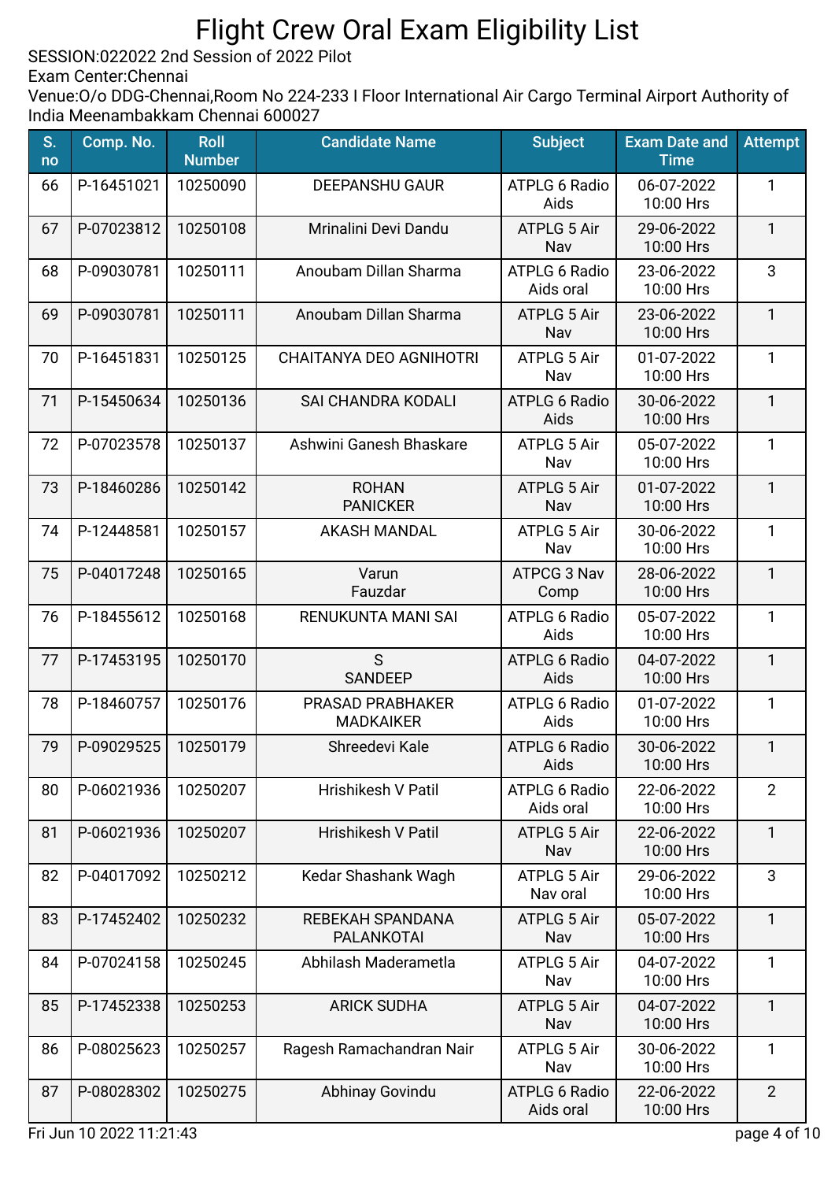# Flight Crew Oral Exam Eligibility List

SESSION:022022 2nd Session of 2022 Pilot
Exam Center:Chennai
Venue:O/o DDG-Chennai,Room No 224-233 I Floor International Air Cargo Terminal Airport Authority of India Meenambakkam Chennai 600027

| S. no | Comp. No. | Roll Number | Candidate Name | Subject | Exam Date and Time | Attempt |
|---|---|---|---|---|---|---|
| 66 | P-16451021 | 10250090 | DEEPANSHU GAUR | ATPLG 6 Radio Aids | 06-07-2022 10:00 Hrs | 1 |
| 67 | P-07023812 | 10250108 | Mrinalini Devi Dandu | ATPLG 5 Air Nav | 29-06-2022 10:00 Hrs | 1 |
| 68 | P-09030781 | 10250111 | Anoubam Dillan Sharma | ATPLG 6 Radio Aids oral | 23-06-2022 10:00 Hrs | 3 |
| 69 | P-09030781 | 10250111 | Anoubam Dillan Sharma | ATPLG 5 Air Nav | 23-06-2022 10:00 Hrs | 1 |
| 70 | P-16451831 | 10250125 | CHAITANYA DEO AGNIHOTRI | ATPLG 5 Air Nav | 01-07-2022 10:00 Hrs | 1 |
| 71 | P-15450634 | 10250136 | SAI CHANDRA KODALI | ATPLG 6 Radio Aids | 30-06-2022 10:00 Hrs | 1 |
| 72 | P-07023578 | 10250137 | Ashwini Ganesh Bhaskare | ATPLG 5 Air Nav | 05-07-2022 10:00 Hrs | 1 |
| 73 | P-18460286 | 10250142 | ROHAN PANICKER | ATPLG 5 Air Nav | 01-07-2022 10:00 Hrs | 1 |
| 74 | P-12448581 | 10250157 | AKASH MANDAL | ATPLG 5 Air Nav | 30-06-2022 10:00 Hrs | 1 |
| 75 | P-04017248 | 10250165 | Varun Fauzdar | ATPCG 3 Nav Comp | 28-06-2022 10:00 Hrs | 1 |
| 76 | P-18455612 | 10250168 | RENUKUNTA MANI SAI | ATPLG 6 Radio Aids | 05-07-2022 10:00 Hrs | 1 |
| 77 | P-17453195 | 10250170 | S SANDEEP | ATPLG 6 Radio Aids | 04-07-2022 10:00 Hrs | 1 |
| 78 | P-18460757 | 10250176 | PRASAD PRABHAKER MADKAIKER | ATPLG 6 Radio Aids | 01-07-2022 10:00 Hrs | 1 |
| 79 | P-09029525 | 10250179 | Shreedevi Kale | ATPLG 6 Radio Aids | 30-06-2022 10:00 Hrs | 1 |
| 80 | P-06021936 | 10250207 | Hrishikesh V Patil | ATPLG 6 Radio Aids oral | 22-06-2022 10:00 Hrs | 2 |
| 81 | P-06021936 | 10250207 | Hrishikesh V Patil | ATPLG 5 Air Nav | 22-06-2022 10:00 Hrs | 1 |
| 82 | P-04017092 | 10250212 | Kedar Shashank Wagh | ATPLG 5 Air Nav oral | 29-06-2022 10:00 Hrs | 3 |
| 83 | P-17452402 | 10250232 | REBEKAH SPANDANA PALANKOTAI | ATPLG 5 Air Nav | 05-07-2022 10:00 Hrs | 1 |
| 84 | P-07024158 | 10250245 | Abhilash Maderametla | ATPLG 5 Air Nav | 04-07-2022 10:00 Hrs | 1 |
| 85 | P-17452338 | 10250253 | ARICK SUDHA | ATPLG 5 Air Nav | 04-07-2022 10:00 Hrs | 1 |
| 86 | P-08025623 | 10250257 | Ragesh Ramachandran Nair | ATPLG 5 Air Nav | 30-06-2022 10:00 Hrs | 1 |
| 87 | P-08028302 | 10250275 | Abhinay Govindu | ATPLG 6 Radio Aids oral | 22-06-2022 10:00 Hrs | 2 |

Fri Jun 10 2022 11:21:43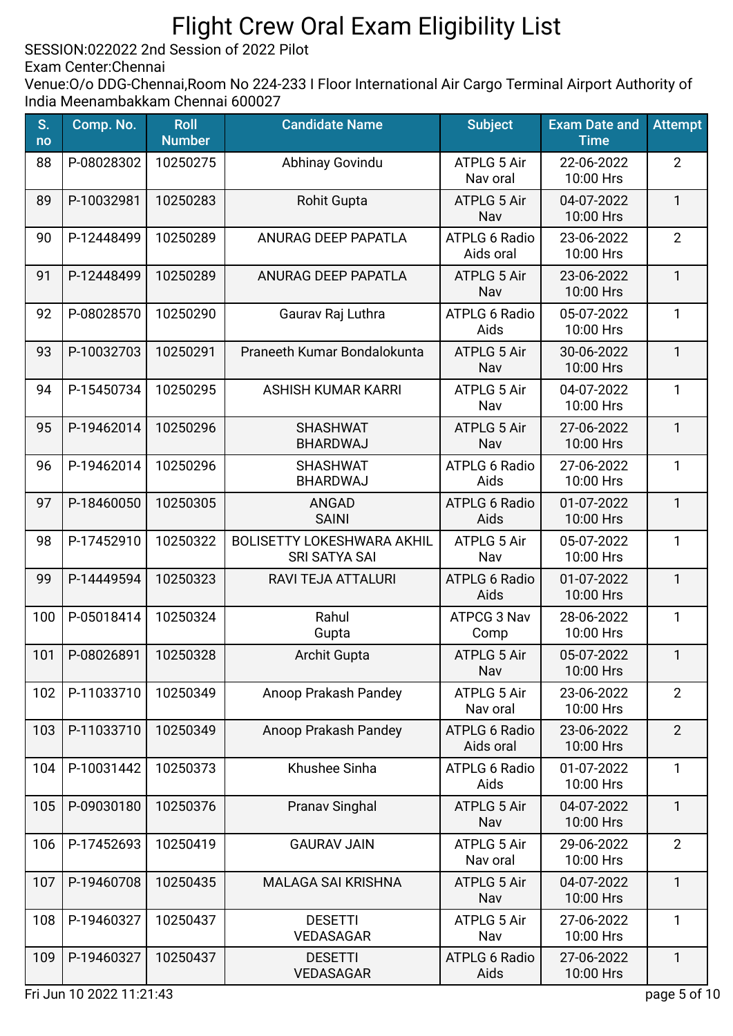# Flight Crew Oral Exam Eligibility List

SESSION:022022 2nd Session of 2022 Pilot
Exam Center:Chennai
Venue:O/o DDG-Chennai,Room No 224-233 I Floor International Air Cargo Terminal Airport Authority of India Meenambakkam Chennai 600027

| S. no | Comp. No. | Roll Number | Candidate Name | Subject | Exam Date and Time | Attempt |
|---|---|---|---|---|---|---|
| 88 | P-08028302 | 10250275 | Abhinay Govindu | ATPLG 5 Air Nav oral | 22-06-2022 10:00 Hrs | 2 |
| 89 | P-10032981 | 10250283 | Rohit Gupta | ATPLG 5 Air Nav | 04-07-2022 10:00 Hrs | 1 |
| 90 | P-12448499 | 10250289 | ANURAG DEEP PAPATLA | ATPLG 6 Radio Aids oral | 23-06-2022 10:00 Hrs | 2 |
| 91 | P-12448499 | 10250289 | ANURAG DEEP PAPATLA | ATPLG 5 Air Nav | 23-06-2022 10:00 Hrs | 1 |
| 92 | P-08028570 | 10250290 | Gaurav Raj Luthra | ATPLG 6 Radio Aids | 05-07-2022 10:00 Hrs | 1 |
| 93 | P-10032703 | 10250291 | Praneeth Kumar Bondalokunta | ATPLG 5 Air Nav | 30-06-2022 10:00 Hrs | 1 |
| 94 | P-15450734 | 10250295 | ASHISH KUMAR KARRI | ATPLG 5 Air Nav | 04-07-2022 10:00 Hrs | 1 |
| 95 | P-19462014 | 10250296 | SHASHWAT BHARDWAJ | ATPLG 5 Air Nav | 27-06-2022 10:00 Hrs | 1 |
| 96 | P-19462014 | 10250296 | SHASHWAT BHARDWAJ | ATPLG 6 Radio Aids | 27-06-2022 10:00 Hrs | 1 |
| 97 | P-18460050 | 10250305 | ANGAD SAINI | ATPLG 6 Radio Aids | 01-07-2022 10:00 Hrs | 1 |
| 98 | P-17452910 | 10250322 | BOLISETTY LOKESHWARA AKHIL SRI SATYA SAI | ATPLG 5 Air Nav | 05-07-2022 10:00 Hrs | 1 |
| 99 | P-14449594 | 10250323 | RAVI TEJA ATTALURI | ATPLG 6 Radio Aids | 01-07-2022 10:00 Hrs | 1 |
| 100 | P-05018414 | 10250324 | Rahul Gupta | ATPCG 3 Nav Comp | 28-06-2022 10:00 Hrs | 1 |
| 101 | P-08026891 | 10250328 | Archit Gupta | ATPLG 5 Air Nav | 05-07-2022 10:00 Hrs | 1 |
| 102 | P-11033710 | 10250349 | Anoop Prakash Pandey | ATPLG 5 Air Nav oral | 23-06-2022 10:00 Hrs | 2 |
| 103 | P-11033710 | 10250349 | Anoop Prakash Pandey | ATPLG 6 Radio Aids oral | 23-06-2022 10:00 Hrs | 2 |
| 104 | P-10031442 | 10250373 | Khushee Sinha | ATPLG 6 Radio Aids | 01-07-2022 10:00 Hrs | 1 |
| 105 | P-09030180 | 10250376 | Pranav Singhal | ATPLG 5 Air Nav | 04-07-2022 10:00 Hrs | 1 |
| 106 | P-17452693 | 10250419 | GAURAV JAIN | ATPLG 5 Air Nav oral | 29-06-2022 10:00 Hrs | 2 |
| 107 | P-19460708 | 10250435 | MALAGA SAI KRISHNA | ATPLG 5 Air Nav | 04-07-2022 10:00 Hrs | 1 |
| 108 | P-19460327 | 10250437 | DESETTI VEDASAGAR | ATPLG 5 Air Nav | 27-06-2022 10:00 Hrs | 1 |
| 109 | P-19460327 | 10250437 | DESETTI VEDASAGAR | ATPLG 6 Radio Aids | 27-06-2022 10:00 Hrs | 1 |

Fri Jun 10 2022 11:21:43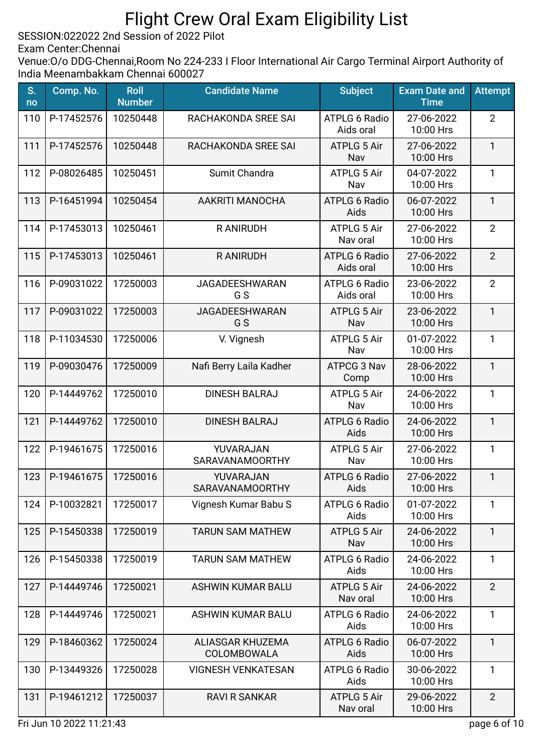# Flight Crew Oral Exam Eligibility List

SESSION:022022 2nd Session of 2022 Pilot
Exam Center:Chennai
Venue:O/o DDG-Chennai,Room No 224-233 I Floor International Air Cargo Terminal Airport Authority of India Meenambakkam Chennai 600027

| S. no | Comp. No. | Roll Number | Candidate Name | Subject | Exam Date and Time | Attempt |
|---|---|---|---|---|---|---|
| 110 | P-17452576 | 10250448 | RACHAKONDA SREE SAI | ATPLG 6 Radio Aids oral | 27-06-2022 10:00 Hrs | 2 |
| 111 | P-17452576 | 10250448 | RACHAKONDA SREE SAI | ATPLG 5 Air Nav | 27-06-2022 10:00 Hrs | 1 |
| 112 | P-08026485 | 10250451 | Sumit Chandra | ATPLG 5 Air Nav | 04-07-2022 10:00 Hrs | 1 |
| 113 | P-16451994 | 10250454 | AAKRITI MANOCHA | ATPLG 6 Radio Aids | 06-07-2022 10:00 Hrs | 1 |
| 114 | P-17453013 | 10250461 | R ANIRUDH | ATPLG 5 Air Nav oral | 27-06-2022 10:00 Hrs | 2 |
| 115 | P-17453013 | 10250461 | R ANIRUDH | ATPLG 6 Radio Aids oral | 27-06-2022 10:00 Hrs | 2 |
| 116 | P-09031022 | 17250003 | JAGADEESHWARAN G S | ATPLG 6 Radio Aids oral | 23-06-2022 10:00 Hrs | 2 |
| 117 | P-09031022 | 17250003 | JAGADEESHWARAN G S | ATPLG 5 Air Nav | 23-06-2022 10:00 Hrs | 1 |
| 118 | P-11034530 | 17250006 | V. Vignesh | ATPLG 5 Air Nav | 01-07-2022 10:00 Hrs | 1 |
| 119 | P-09030476 | 17250009 | Nafi Berry Laila Kadher | ATPCG 3 Nav Comp | 28-06-2022 10:00 Hrs | 1 |
| 120 | P-14449762 | 17250010 | DINESH BALRAJ | ATPLG 5 Air Nav | 24-06-2022 10:00 Hrs | 1 |
| 121 | P-14449762 | 17250010 | DINESH BALRAJ | ATPLG 6 Radio Aids | 24-06-2022 10:00 Hrs | 1 |
| 122 | P-19461675 | 17250016 | YUVARAJAN SARAVANAMOORTHY | ATPLG 5 Air Nav | 27-06-2022 10:00 Hrs | 1 |
| 123 | P-19461675 | 17250016 | YUVARAJAN SARAVANAMOORTHY | ATPLG 6 Radio Aids | 27-06-2022 10:00 Hrs | 1 |
| 124 | P-10032821 | 17250017 | Vignesh Kumar Babu S | ATPLG 6 Radio Aids | 01-07-2022 10:00 Hrs | 1 |
| 125 | P-15450338 | 17250019 | TARUN SAM MATHEW | ATPLG 5 Air Nav | 24-06-2022 10:00 Hrs | 1 |
| 126 | P-15450338 | 17250019 | TARUN SAM MATHEW | ATPLG 6 Radio Aids | 24-06-2022 10:00 Hrs | 1 |
| 127 | P-14449746 | 17250021 | ASHWIN KUMAR BALU | ATPLG 5 Air Nav oral | 24-06-2022 10:00 Hrs | 2 |
| 128 | P-14449746 | 17250021 | ASHWIN KUMAR BALU | ATPLG 6 Radio Aids | 24-06-2022 10:00 Hrs | 1 |
| 129 | P-18460362 | 17250024 | ALIASGAR KHUZEMA COLOMBOWALA | ATPLG 6 Radio Aids | 06-07-2022 10:00 Hrs | 1 |
| 130 | P-13449326 | 17250028 | VIGNESH VENKATESAN | ATPLG 6 Radio Aids | 30-06-2022 10:00 Hrs | 1 |
| 131 | P-19461212 | 17250037 | RAVI R SANKAR | ATPLG 5 Air Nav oral | 29-06-2022 10:00 Hrs | 2 |

Fri Jun 10 2022 11:21:43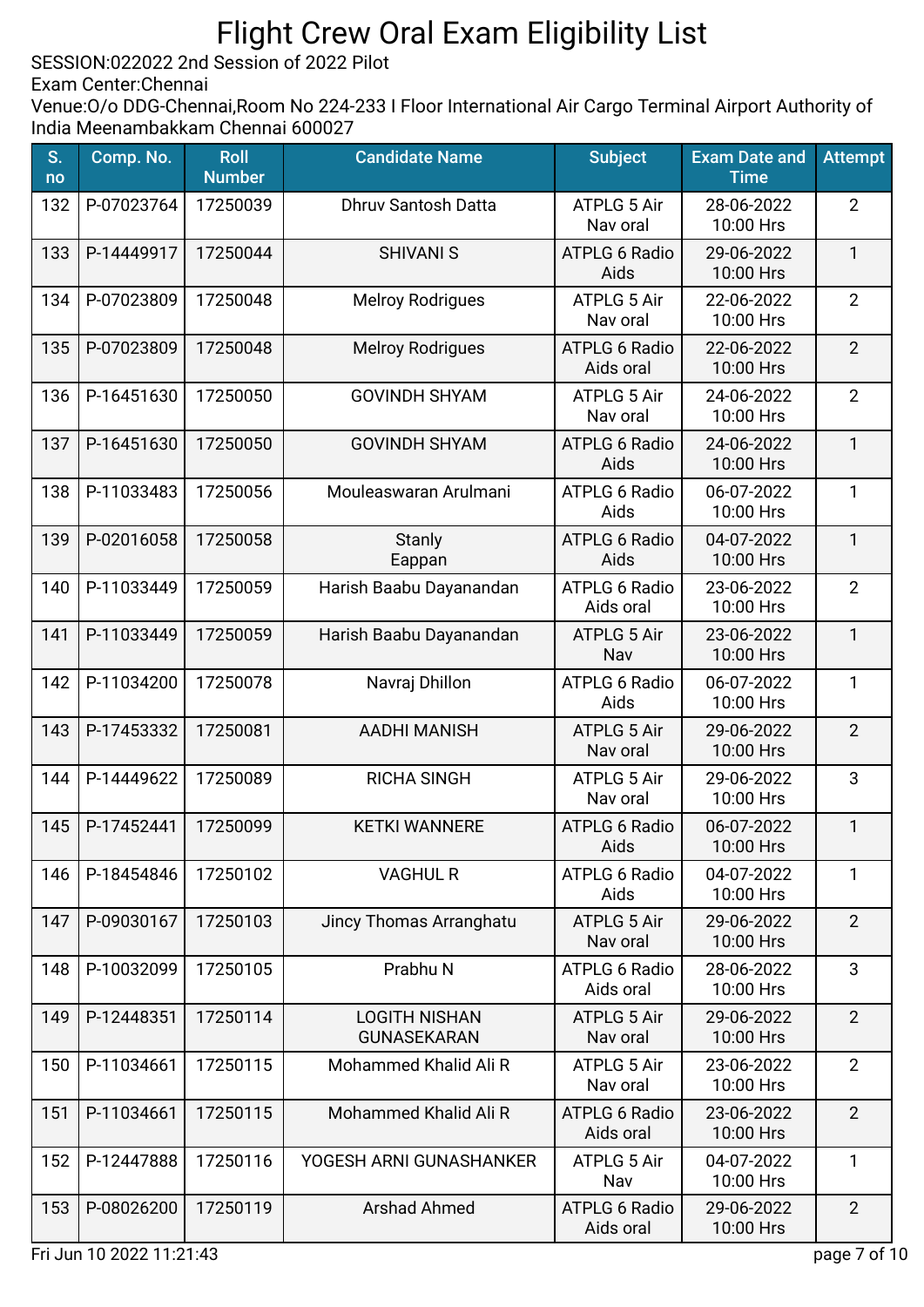# Flight Crew Oral Exam Eligibility List

SESSION:022022 2nd Session of 2022 Pilot
Exam Center:Chennai
Venue:O/o DDG-Chennai,Room No 224-233 I Floor International Air Cargo Terminal Airport Authority of India Meenambakkam Chennai 600027

| S. no | Comp. No. | Roll Number | Candidate Name | Subject | Exam Date and Time | Attempt |
|---|---|---|---|---|---|---|
| 132 | P-07023764 | 17250039 | Dhruv Santosh Datta | ATPLG 5 Air Nav oral | 28-06-2022 10:00 Hrs | 2 |
| 133 | P-14449917 | 17250044 | SHIVANI S | ATPLG 6 Radio Aids | 29-06-2022 10:00 Hrs | 1 |
| 134 | P-07023809 | 17250048 | Melroy Rodrigues | ATPLG 5 Air Nav oral | 22-06-2022 10:00 Hrs | 2 |
| 135 | P-07023809 | 17250048 | Melroy Rodrigues | ATPLG 6 Radio Aids oral | 22-06-2022 10:00 Hrs | 2 |
| 136 | P-16451630 | 17250050 | GOVINDH SHYAM | ATPLG 5 Air Nav oral | 24-06-2022 10:00 Hrs | 2 |
| 137 | P-16451630 | 17250050 | GOVINDH SHYAM | ATPLG 6 Radio Aids | 24-06-2022 10:00 Hrs | 1 |
| 138 | P-11033483 | 17250056 | Mouleaswaran Arulmani | ATPLG 6 Radio Aids | 06-07-2022 10:00 Hrs | 1 |
| 139 | P-02016058 | 17250058 | Stanly Eappan | ATPLG 6 Radio Aids | 04-07-2022 10:00 Hrs | 1 |
| 140 | P-11033449 | 17250059 | Harish Baabu Dayanandan | ATPLG 6 Radio Aids oral | 23-06-2022 10:00 Hrs | 2 |
| 141 | P-11033449 | 17250059 | Harish Baabu Dayanandan | ATPLG 5 Air Nav | 23-06-2022 10:00 Hrs | 1 |
| 142 | P-11034200 | 17250078 | Navraj Dhillon | ATPLG 6 Radio Aids | 06-07-2022 10:00 Hrs | 1 |
| 143 | P-17453332 | 17250081 | AADHI MANISH | ATPLG 5 Air Nav oral | 29-06-2022 10:00 Hrs | 2 |
| 144 | P-14449622 | 17250089 | RICHA SINGH | ATPLG 5 Air Nav oral | 29-06-2022 10:00 Hrs | 3 |
| 145 | P-17452441 | 17250099 | KETKI WANNERE | ATPLG 6 Radio Aids | 06-07-2022 10:00 Hrs | 1 |
| 146 | P-18454846 | 17250102 | VAGHUL R | ATPLG 6 Radio Aids | 04-07-2022 10:00 Hrs | 1 |
| 147 | P-09030167 | 17250103 | Jincy Thomas Arranghatu | ATPLG 5 Air Nav oral | 29-06-2022 10:00 Hrs | 2 |
| 148 | P-10032099 | 17250105 | Prabhu N | ATPLG 6 Radio Aids oral | 28-06-2022 10:00 Hrs | 3 |
| 149 | P-12448351 | 17250114 | LOGITH NISHAN GUNASEKARAN | ATPLG 5 Air Nav oral | 29-06-2022 10:00 Hrs | 2 |
| 150 | P-11034661 | 17250115 | Mohammed Khalid Ali R | ATPLG 5 Air Nav oral | 23-06-2022 10:00 Hrs | 2 |
| 151 | P-11034661 | 17250115 | Mohammed Khalid Ali R | ATPLG 6 Radio Aids oral | 23-06-2022 10:00 Hrs | 2 |
| 152 | P-12447888 | 17250116 | YOGESH ARNI GUNASHANKER | ATPLG 5 Air Nav | 04-07-2022 10:00 Hrs | 1 |
| 153 | P-08026200 | 17250119 | Arshad Ahmed | ATPLG 6 Radio Aids oral | 29-06-2022 10:00 Hrs | 2 |

Fri Jun 10 2022 11:21:43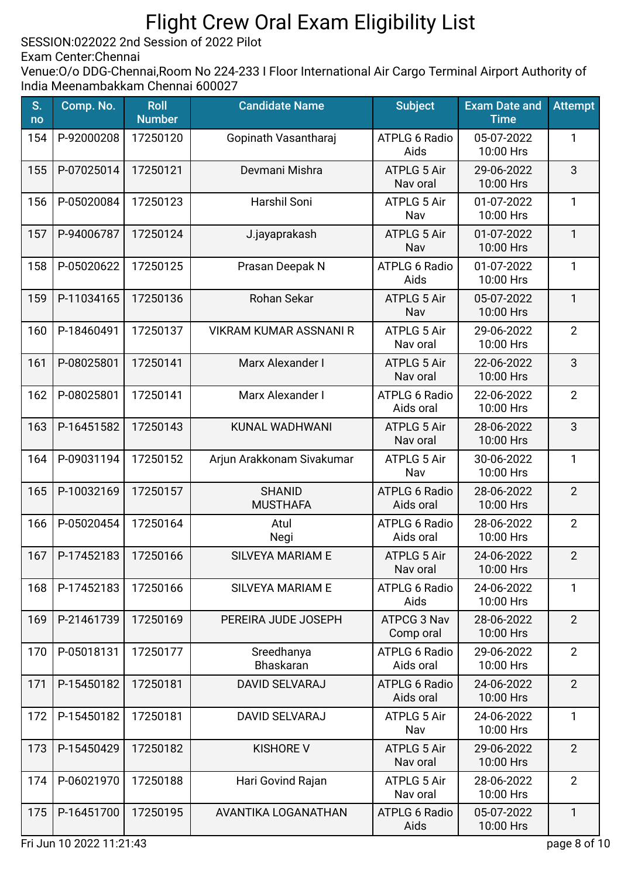# Flight Crew Oral Exam Eligibility List

SESSION:022022 2nd Session of 2022 Pilot
Exam Center:Chennai
Venue:O/o DDG-Chennai,Room No 224-233 I Floor International Air Cargo Terminal Airport Authority of India Meenambakkam Chennai 600027

| S. no | Comp. No. | Roll Number | Candidate Name | Subject | Exam Date and Time | Attempt |
|---|---|---|---|---|---|---|
| 154 | P-92000208 | 17250120 | Gopinath Vasantharaj | ATPLG 6 Radio Aids | 05-07-2022 10:00 Hrs | 1 |
| 155 | P-07025014 | 17250121 | Devmani Mishra | ATPLG 5 Air Nav oral | 29-06-2022 10:00 Hrs | 3 |
| 156 | P-05020084 | 17250123 | Harshil Soni | ATPLG 5 Air Nav | 01-07-2022 10:00 Hrs | 1 |
| 157 | P-94006787 | 17250124 | J.jayaprakash | ATPLG 5 Air Nav | 01-07-2022 10:00 Hrs | 1 |
| 158 | P-05020622 | 17250125 | Prasan Deepak N | ATPLG 6 Radio Aids | 01-07-2022 10:00 Hrs | 1 |
| 159 | P-11034165 | 17250136 | Rohan Sekar | ATPLG 5 Air Nav | 05-07-2022 10:00 Hrs | 1 |
| 160 | P-18460491 | 17250137 | VIKRAM KUMAR ASSNANI R | ATPLG 5 Air Nav oral | 29-06-2022 10:00 Hrs | 2 |
| 161 | P-08025801 | 17250141 | Marx Alexander I | ATPLG 5 Air Nav oral | 22-06-2022 10:00 Hrs | 3 |
| 162 | P-08025801 | 17250141 | Marx Alexander I | ATPLG 6 Radio Aids oral | 22-06-2022 10:00 Hrs | 2 |
| 163 | P-16451582 | 17250143 | KUNAL WADHWANI | ATPLG 5 Air Nav oral | 28-06-2022 10:00 Hrs | 3 |
| 164 | P-09031194 | 17250152 | Arjun Arakkonam Sivakumar | ATPLG 5 Air Nav | 30-06-2022 10:00 Hrs | 1 |
| 165 | P-10032169 | 17250157 | SHANID MUSTHAFA | ATPLG 6 Radio Aids oral | 28-06-2022 10:00 Hrs | 2 |
| 166 | P-05020454 | 17250164 | Atul Negi | ATPLG 6 Radio Aids oral | 28-06-2022 10:00 Hrs | 2 |
| 167 | P-17452183 | 17250166 | SILVEYA MARIAM E | ATPLG 5 Air Nav oral | 24-06-2022 10:00 Hrs | 2 |
| 168 | P-17452183 | 17250166 | SILVEYA MARIAM E | ATPLG 6 Radio Aids | 24-06-2022 10:00 Hrs | 1 |
| 169 | P-21461739 | 17250169 | PEREIRA JUDE JOSEPH | ATPCG 3 Nav Comp oral | 28-06-2022 10:00 Hrs | 2 |
| 170 | P-05018131 | 17250177 | Sreedhanya Bhaskaran | ATPLG 6 Radio Aids oral | 29-06-2022 10:00 Hrs | 2 |
| 171 | P-15450182 | 17250181 | DAVID SELVARAJ | ATPLG 6 Radio Aids oral | 24-06-2022 10:00 Hrs | 2 |
| 172 | P-15450182 | 17250181 | DAVID SELVARAJ | ATPLG 5 Air Nav | 24-06-2022 10:00 Hrs | 1 |
| 173 | P-15450429 | 17250182 | KISHORE V | ATPLG 5 Air Nav oral | 29-06-2022 10:00 Hrs | 2 |
| 174 | P-06021970 | 17250188 | Hari Govind Rajan | ATPLG 5 Air Nav oral | 28-06-2022 10:00 Hrs | 2 |
| 175 | P-16451700 | 17250195 | AVANTIKA LOGANATHAN | ATPLG 6 Radio Aids | 05-07-2022 10:00 Hrs | 1 |

Fri Jun 10 2022 11:21:43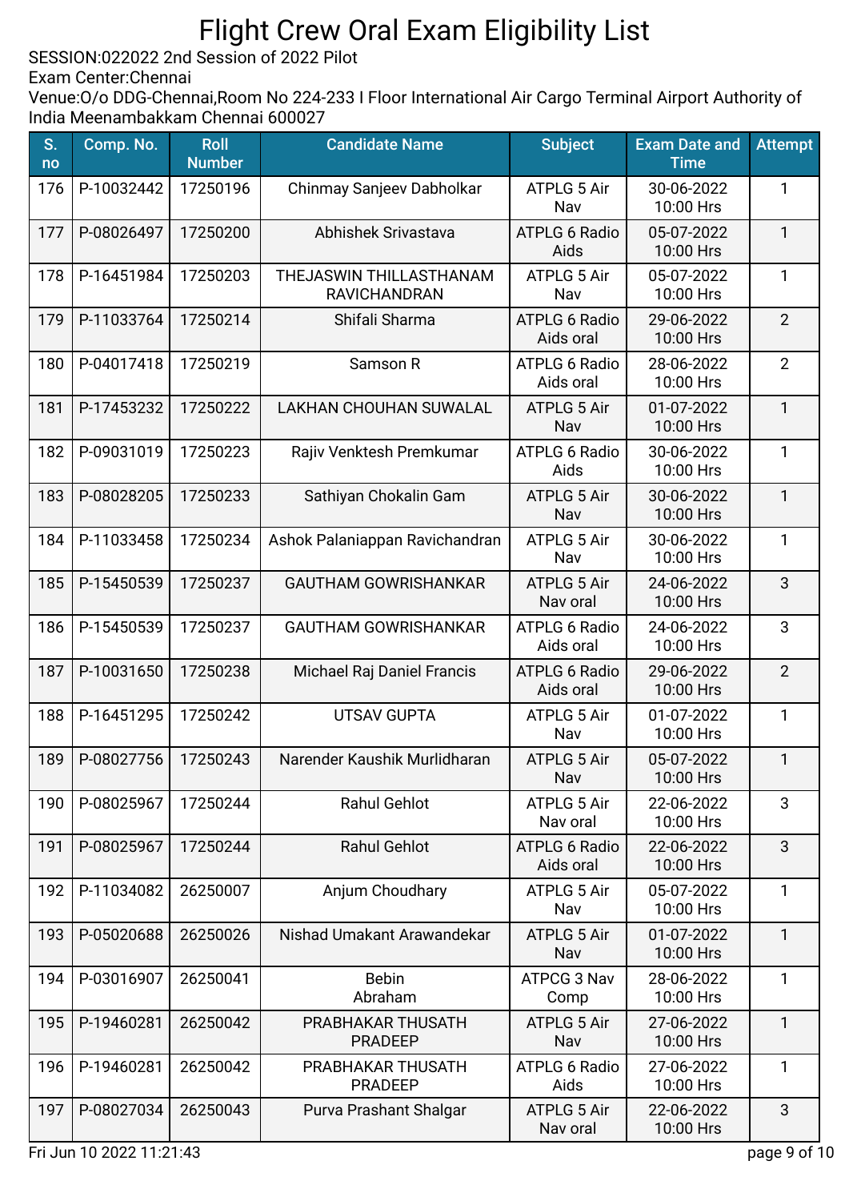# Flight Crew Oral Exam Eligibility List

SESSION:022022 2nd Session of 2022 Pilot
Exam Center:Chennai
Venue:O/o DDG-Chennai,Room No 224-233 I Floor International Air Cargo Terminal Airport Authority of India Meenambakkam Chennai 600027

| S. no | Comp. No. | Roll Number | Candidate Name | Subject | Exam Date and Time | Attempt |
|---|---|---|---|---|---|---|
| 176 | P-10032442 | 17250196 | Chinmay Sanjeev Dabholkar | ATPLG 5 Air Nav | 30-06-2022 10:00 Hrs | 1 |
| 177 | P-08026497 | 17250200 | Abhishek Srivastava | ATPLG 6 Radio Aids | 05-07-2022 10:00 Hrs | 1 |
| 178 | P-16451984 | 17250203 | THEJASWIN THILLASTHANAM RAVICHANDRAN | ATPLG 5 Air Nav | 05-07-2022 10:00 Hrs | 1 |
| 179 | P-11033764 | 17250214 | Shifali Sharma | ATPLG 6 Radio Aids oral | 29-06-2022 10:00 Hrs | 2 |
| 180 | P-04017418 | 17250219 | Samson R | ATPLG 6 Radio Aids oral | 28-06-2022 10:00 Hrs | 2 |
| 181 | P-17453232 | 17250222 | LAKHAN CHOUHAN SUWALAL | ATPLG 5 Air Nav | 01-07-2022 10:00 Hrs | 1 |
| 182 | P-09031019 | 17250223 | Rajiv Venktesh Premkumar | ATPLG 6 Radio Aids | 30-06-2022 10:00 Hrs | 1 |
| 183 | P-08028205 | 17250233 | Sathiyan Chokalin Gam | ATPLG 5 Air Nav | 30-06-2022 10:00 Hrs | 1 |
| 184 | P-11033458 | 17250234 | Ashok Palaniappan Ravichandran | ATPLG 5 Air Nav | 30-06-2022 10:00 Hrs | 1 |
| 185 | P-15450539 | 17250237 | GAUTHAM GOWRISHANKAR | ATPLG 5 Air Nav oral | 24-06-2022 10:00 Hrs | 3 |
| 186 | P-15450539 | 17250237 | GAUTHAM GOWRISHANKAR | ATPLG 6 Radio Aids oral | 24-06-2022 10:00 Hrs | 3 |
| 187 | P-10031650 | 17250238 | Michael Raj Daniel Francis | ATPLG 6 Radio Aids oral | 29-06-2022 10:00 Hrs | 2 |
| 188 | P-16451295 | 17250242 | UTSAV GUPTA | ATPLG 5 Air Nav | 01-07-2022 10:00 Hrs | 1 |
| 189 | P-08027756 | 17250243 | Narender Kaushik Murlidharan | ATPLG 5 Air Nav | 05-07-2022 10:00 Hrs | 1 |
| 190 | P-08025967 | 17250244 | Rahul Gehlot | ATPLG 5 Air Nav oral | 22-06-2022 10:00 Hrs | 3 |
| 191 | P-08025967 | 17250244 | Rahul Gehlot | ATPLG 6 Radio Aids oral | 22-06-2022 10:00 Hrs | 3 |
| 192 | P-11034082 | 26250007 | Anjum Choudhary | ATPLG 5 Air Nav | 05-07-2022 10:00 Hrs | 1 |
| 193 | P-05020688 | 26250026 | Nishad Umakant Arawandekar | ATPLG 5 Air Nav | 01-07-2022 10:00 Hrs | 1 |
| 194 | P-03016907 | 26250041 | Bebin Abraham | ATPCG 3 Nav Comp | 28-06-2022 10:00 Hrs | 1 |
| 195 | P-19460281 | 26250042 | PRABHAKAR THUSATH PRADEEP | ATPLG 5 Air Nav | 27-06-2022 10:00 Hrs | 1 |
| 196 | P-19460281 | 26250042 | PRABHAKAR THUSATH PRADEEP | ATPLG 6 Radio Aids | 27-06-2022 10:00 Hrs | 1 |
| 197 | P-08027034 | 26250043 | Purva Prashant Shalgar | ATPLG 5 Air Nav oral | 22-06-2022 10:00 Hrs | 3 |

Fri Jun 10 2022 11:21:43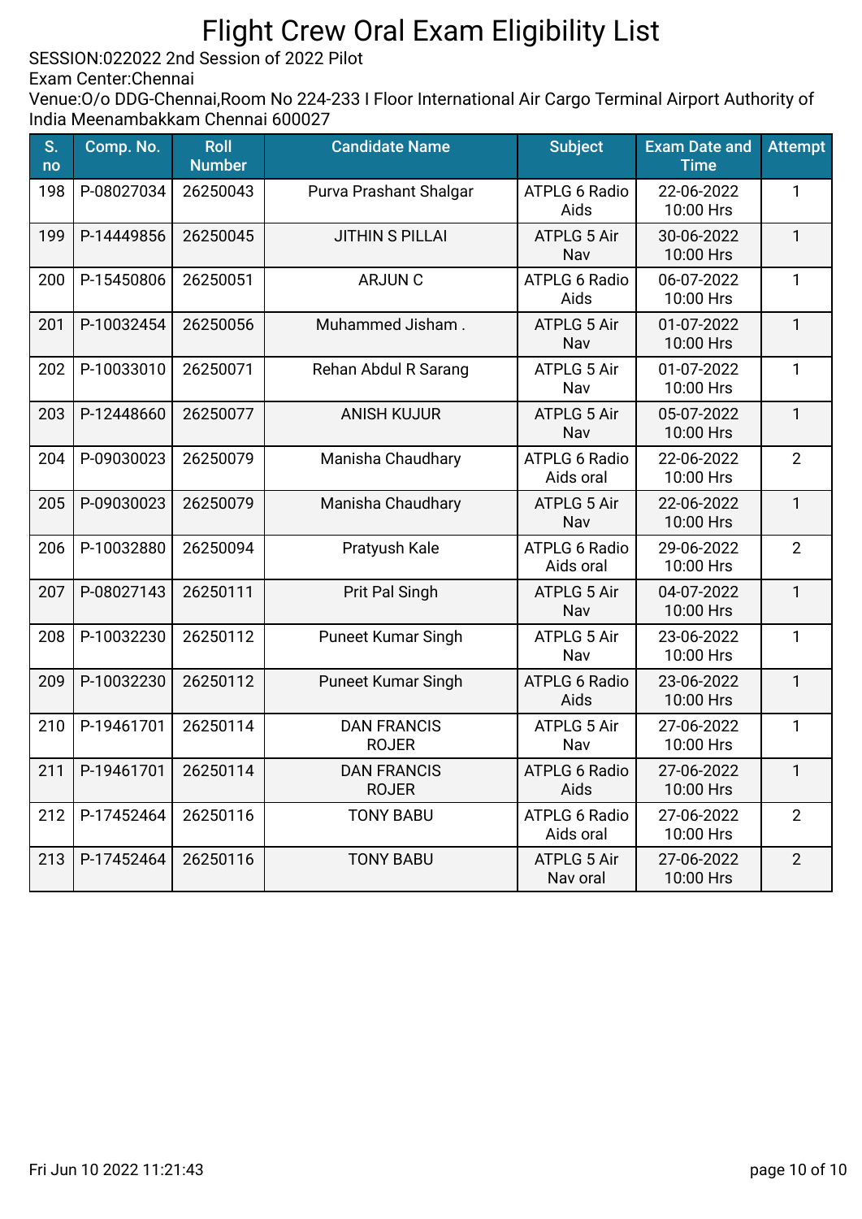# Flight Crew Oral Exam Eligibility List

SESSION:022022 2nd Session of 2022 Pilot
Exam Center:Chennai
Venue:O/o DDG-Chennai,Room No 224-233 I Floor International Air Cargo Terminal Airport Authority of India Meenambakkam Chennai 600027

| S. no | Comp. No. | Roll Number | Candidate Name | Subject | Exam Date and Time | Attempt |
|---|---|---|---|---|---|---|
| 198 | P-08027034 | 26250043 | Purva Prashant Shalgar | ATPLG 6 Radio Aids | 22-06-2022 10:00 Hrs | 1 |
| 199 | P-14449856 | 26250045 | JITHIN S PILLAI | ATPLG 5 Air Nav | 30-06-2022 10:00 Hrs | 1 |
| 200 | P-15450806 | 26250051 | ARJUN C | ATPLG 6 Radio Aids | 06-07-2022 10:00 Hrs | 1 |
| 201 | P-10032454 | 26250056 | Muhammed Jisham . | ATPLG 5 Air Nav | 01-07-2022 10:00 Hrs | 1 |
| 202 | P-10033010 | 26250071 | Rehan Abdul R Sarang | ATPLG 5 Air Nav | 01-07-2022 10:00 Hrs | 1 |
| 203 | P-12448660 | 26250077 | ANISH KUJUR | ATPLG 5 Air Nav | 05-07-2022 10:00 Hrs | 1 |
| 204 | P-09030023 | 26250079 | Manisha Chaudhary | ATPLG 6 Radio Aids oral | 22-06-2022 10:00 Hrs | 2 |
| 205 | P-09030023 | 26250079 | Manisha Chaudhary | ATPLG 5 Air Nav | 22-06-2022 10:00 Hrs | 1 |
| 206 | P-10032880 | 26250094 | Pratyush Kale | ATPLG 6 Radio Aids oral | 29-06-2022 10:00 Hrs | 2 |
| 207 | P-08027143 | 26250111 | Prit Pal Singh | ATPLG 5 Air Nav | 04-07-2022 10:00 Hrs | 1 |
| 208 | P-10032230 | 26250112 | Puneet Kumar Singh | ATPLG 5 Air Nav | 23-06-2022 10:00 Hrs | 1 |
| 209 | P-10032230 | 26250112 | Puneet Kumar Singh | ATPLG 6 Radio Aids | 23-06-2022 10:00 Hrs | 1 |
| 210 | P-19461701 | 26250114 | DAN FRANCIS ROJER | ATPLG 5 Air Nav | 27-06-2022 10:00 Hrs | 1 |
| 211 | P-19461701 | 26250114 | DAN FRANCIS ROJER | ATPLG 6 Radio Aids | 27-06-2022 10:00 Hrs | 1 |
| 212 | P-17452464 | 26250116 | TONY BABU | ATPLG 6 Radio Aids oral | 27-06-2022 10:00 Hrs | 2 |
| 213 | P-17452464 | 26250116 | TONY BABU | ATPLG 5 Air Nav oral | 27-06-2022 10:00 Hrs | 2 |

Fri Jun 10 2022 11:21:43